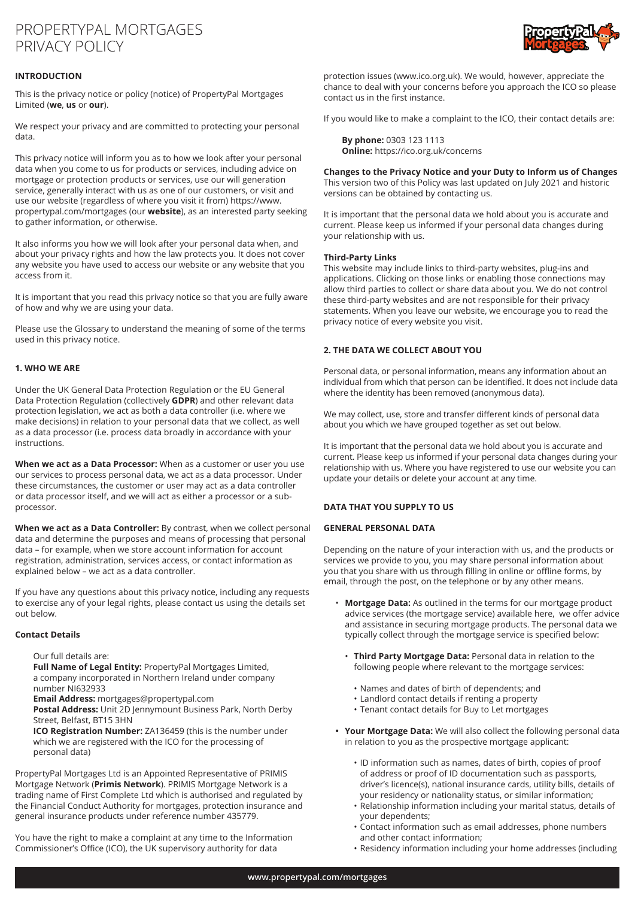# PROPERTYPAL MORTGAGES PRIVACY POLICY

## INTRODUCTION

This is the privacy notice or policy (notice) of PropertyPal Mortgages Limited (**we**, **us** or **our**).

We respect your privacy and are committed to protecting your personal data.

This privacy notice will inform you as to how we look after your personal data when you come to us for products or services, including advice on mortgage or protection products or services, use our will generation service, generally interact with us as one of our customers, or visit and use our website (regardless of where you visit it from) https://www.propertypal.com/mortgages (our **website**), as an interested party seeking to gather information, or otherwise.

It also informs you how we will look after your personal data when, and about your privacy rights and how the law protects you. It does not cover any website you have used to access our website or any website that you access from it.

It is important that you read this privacy notice so that you are fully aware of how and why we are using your data.

Please use the Glossary to understand the meaning of some of the terms used in this privacy notice.

## 1. WHO WE ARE

Under the UK General Data Protection Regulation or the EU General Data Protection Regulation (collectively **GDPR**) and other relevant data protection legislation, we act as both a data controller (i.e. where we make decisions) in relation to your personal data that we collect, as well as a data processor (i.e. process data broadly in accordance with your instructions.

**When we act as a Data Processor:** When as a customer or user you use our services to process personal data, we act as a data processor. Under these circumstances, the customer or user may act as a data controller or data processor itself, and we will act as either a processor or a sub-processor.

**When we act as a Data Controller:** By contrast, when we collect personal data and determine the purposes and means of processing that personal data – for example, when we store account information for account registration, administration, services access, or contact information as explained below – we act as a data controller.

If you have any questions about this privacy notice, including any requests to exercise any of your legal rights, please contact us using the details set out below.

### Contact Details

Our full details are:
**Full Name of Legal Entity:** PropertyPal Mortgages Limited, a company incorporated in Northern Ireland under company number NI632933
**Email Address:** mortgages@propertypal.com
**Postal Address:** Unit 2D Jennymount Business Park, North Derby Street, Belfast, BT15 3HN
**ICO Registration Number:** ZA136459 (this is the number under which we are registered with the ICO for the processing of personal data)

PropertyPal Mortgages Ltd is an Appointed Representative of PRIMIS Mortgage Network (**Primis Network**). PRIMIS Mortgage Network is a trading name of First Complete Ltd which is authorised and regulated by the Financial Conduct Authority for mortgages, protection insurance and general insurance products under reference number 435779.

You have the right to make a complaint at any time to the Information Commissioner's Office (ICO), the UK supervisory authority for data protection issues (www.ico.org.uk). We would, however, appreciate the chance to deal with your concerns before you approach the ICO so please contact us in the first instance.

If you would like to make a complaint to the ICO, their contact details are:

**By phone:** 0303 123 1113
**Online:** https://ico.org.uk/concerns

### Changes to the Privacy Notice and your Duty to Inform us of Changes

This version two of this Policy was last updated on July 2021 and historic versions can be obtained by contacting us.

It is important that the personal data we hold about you is accurate and current. Please keep us informed if your personal data changes during your relationship with us.

### Third-Party Links

This website may include links to third-party websites, plug-ins and applications. Clicking on those links or enabling those connections may allow third parties to collect or share data about you. We do not control these third-party websites and are not responsible for their privacy statements. When you leave our website, we encourage you to read the privacy notice of every website you visit.

## 2. THE DATA WE COLLECT ABOUT YOU

Personal data, or personal information, means any information about an individual from which that person can be identified. It does not include data where the identity has been removed (anonymous data).

We may collect, use, store and transfer different kinds of personal data about you which we have grouped together as set out below.

It is important that the personal data we hold about you is accurate and current. Please keep us informed if your personal data changes during your relationship with us. Where you have registered to use our website you can update your details or delete your account at any time.

### DATA THAT YOU SUPPLY TO US

### GENERAL PERSONAL DATA

Depending on the nature of your interaction with us, and the products or services we provide to you, you may share personal information about you that you share with us through filling in online or offline forms, by email, through the post, on the telephone or by any other means.

- **Mortgage Data:** As outlined in the terms for our mortgage product advice services (the mortgage service) available here, we offer advice and assistance in securing mortgage products. The personal data we typically collect through the mortgage service is specified below:
  - **Third Party Mortgage Data:** Personal data in relation to the following people where relevant to the mortgage services:
    - Names and dates of birth of dependents; and
    - Landlord contact details if renting a property
    - Tenant contact details for Buy to Let mortgages
- **Your Mortgage Data:** We will also collect the following personal data in relation to you as the prospective mortgage applicant:
  - ID information such as names, dates of birth, copies of proof of address or proof of ID documentation such as passports, driver's licence(s), national insurance cards, utility bills, details of your residency or nationality status, or similar information;
  - Relationship information including your marital status, details of your dependents;
  - Contact information such as email addresses, phone numbers and other contact information;
  - Residency information including your home addresses (including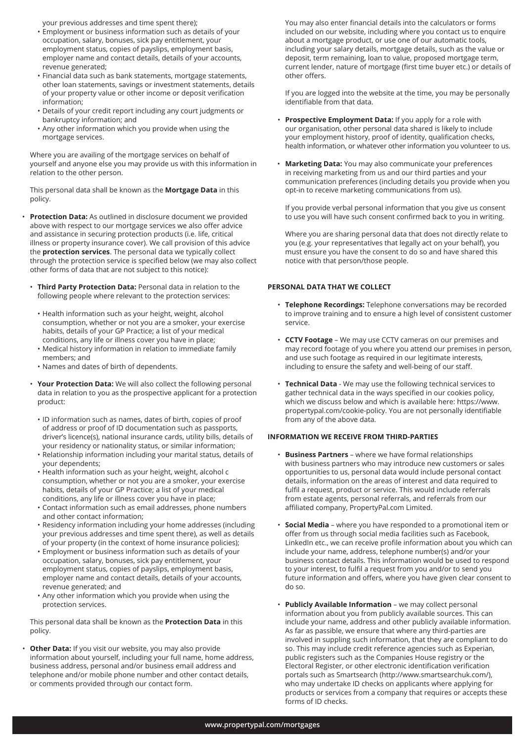your previous addresses and time spent there);

- Employment or business information such as details of your occupation, salary, bonuses, sick pay entitlement, your employment status, copies of payslips, employment basis, employer name and contact details, details of your accounts, revenue generated;
- Financial data such as bank statements, mortgage statements, other loan statements, savings or investment statements, details of your property value or other income or deposit verification information;
- Details of your credit report including any court judgments or bankruptcy information; and
- Any other information which you provide when using the mortgage services.

Where you are availing of the mortgage services on behalf of yourself and anyone else you may provide us with this information in relation to the other person.

This personal data shall be known as the **Mortgage Data** in this policy.

- **Protection Data:** As outlined in disclosure document we provided above with respect to our mortgage services we also offer advice and assistance in securing protection products (i.e. life, critical illness or property insurance cover). We call provision of this advice the **protection services**. The personal data we typically collect through the protection service is specified below (we may also collect other forms of data that are not subject to this notice):

  - **Third Party Protection Data:** Personal data in relation to the following people where relevant to the protection services:

    - Health information such as your height, weight, alcohol consumption, whether or not you are a smoker, your exercise habits, details of your GP Practice; a list of your medical conditions, any life or illness cover you have in place;
    - Medical history information in relation to immediate family members; and
    - Names and dates of birth of dependents.

  - **Your Protection Data:** We will also collect the following personal data in relation to you as the prospective applicant for a protection product:

    - ID information such as names, dates of birth, copies of proof of address or proof of ID documentation such as passports, driver's licence(s), national insurance cards, utility bills, details of your residency or nationality status, or similar information;
    - Relationship information including your marital status, details of your dependents;
    - Health information such as your height, weight, alcohol c consumption, whether or not you are a smoker, your exercise habits, details of your GP Practice; a list of your medical conditions, any life or illness cover you have in place;
    - Contact information such as email addresses, phone numbers and other contact information;
    - Residency information including your home addresses (including your previous addresses and time spent there), as well as details of your property (in the context of home insurance policies);
    - Employment or business information such as details of your occupation, salary, bonuses, sick pay entitlement, your employment status, copies of payslips, employment basis, employer name and contact details, details of your accounts, revenue generated; and
    - Any other information which you provide when using the protection services.

  This personal data shall be known as the **Protection Data** in this policy.

- **Other Data:** If you visit our website, you may also provide information about yourself, including your full name, home address, business address, personal and/or business email address and telephone and/or mobile phone number and other contact details, or comments provided through our contact form.

  You may also enter financial details into the calculators or forms included on our website, including where you contact us to enquire about a mortgage product, or use one of our automatic tools, including your salary details, mortgage details, such as the value or deposit, term remaining, loan to value, proposed mortgage term, current lender, nature of mortgage (first time buyer etc.) or details of other offers.

  If you are logged into the website at the time, you may be personally identifiable from that data.

- **Prospective Employment Data:** If you apply for a role with our organisation, other personal data shared is likely to include your employment history, proof of identity, qualification checks, health information, or whatever other information you volunteer to us.

- **Marketing Data:** You may also communicate your preferences in receiving marketing from us and our third parties and your communication preferences (including details you provide when you opt-in to receive marketing communications from us).

  If you provide verbal personal information that you give us consent to use you will have such consent confirmed back to you in writing.

  Where you are sharing personal data that does not directly relate to you (e.g. your representatives that legally act on your behalf), you must ensure you have the consent to do so and have shared this notice with that person/those people.

**PERSONAL DATA THAT WE COLLECT**

- **Telephone Recordings:** Telephone conversations may be recorded to improve training and to ensure a high level of consistent customer service.
- **CCTV Footage** – We may use CCTV cameras on our premises and may record footage of you where you attend our premises in person, and use such footage as required in our legitimate interests, including to ensure the safety and well-being of our staff.
- **Technical Data** - We may use the following technical services to gather technical data in the ways specified in our cookies policy, which we discuss below and which is available here: https://www.propertypal.com/cookie-policy. You are not personally identifiable from any of the above data.

**INFORMATION WE RECEIVE FROM THIRD-PARTIES**

- **Business Partners** – where we have formal relationships with business partners who may introduce new customers or sales opportunities to us, personal data would include personal contact details, information on the areas of interest and data required to fulfil a request, product or service. This would include referrals from estate agents, personal referrals, and referrals from our affiliated company, PropertyPal.com Limited.
- **Social Media** – where you have responded to a promotional item or offer from us through social media facilities such as Facebook, LinkedIn etc., we can receive profile information about you which can include your name, address, telephone number(s) and/or your business contact details. This information would be used to respond to your interest, to fulfil a request from you and/or to send you future information and offers, where you have given clear consent to do so.
- **Publicly Available Information** – we may collect personal information about you from publicly available sources. This can include your name, address and other publicly available information. As far as passible, we ensure that where any third-parties are involved in suppling such information, that they are compliant to do so. This may include credit reference agencies such as Experian, public registers such as the Companies House registry or the Electoral Register, or other electronic identification verification portals such as Smartsearch (http://www.smartsearchuk.com/), who may undertake ID checks on applicants where applying for products or services from a company that requires or accepts these forms of ID checks.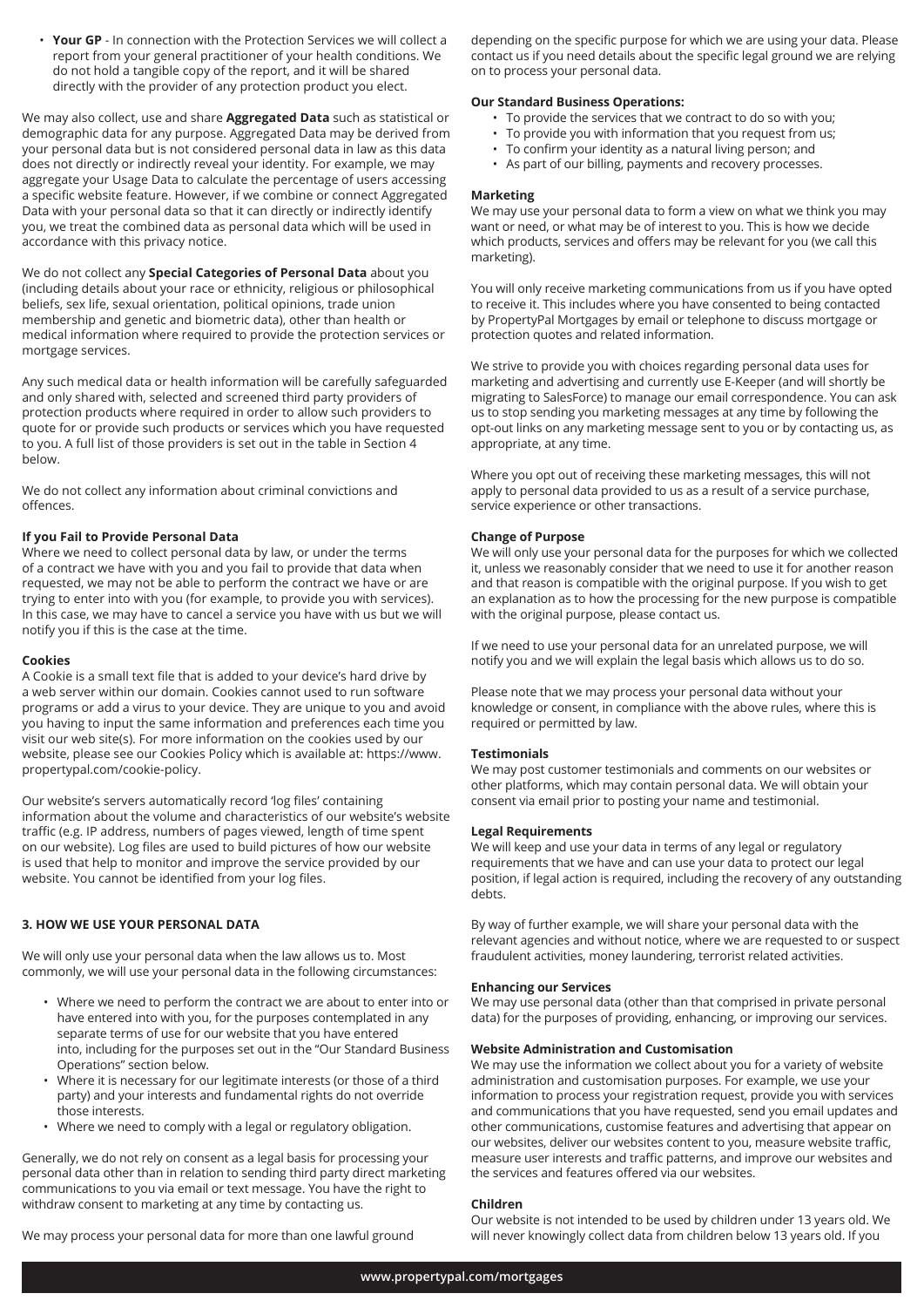- **Your GP** - In connection with the Protection Services we will collect a report from your general practitioner of your health conditions. We do not hold a tangible copy of the report, and it will be shared directly with the provider of any protection product you elect.

We may also collect, use and share **Aggregated Data** such as statistical or demographic data for any purpose. Aggregated Data may be derived from your personal data but is not considered personal data in law as this data does not directly or indirectly reveal your identity. For example, we may aggregate your Usage Data to calculate the percentage of users accessing a specific website feature. However, if we combine or connect Aggregated Data with your personal data so that it can directly or indirectly identify you, we treat the combined data as personal data which will be used in accordance with this privacy notice.

We do not collect any **Special Categories of Personal Data** about you (including details about your race or ethnicity, religious or philosophical beliefs, sex life, sexual orientation, political opinions, trade union membership and genetic and biometric data), other than health or medical information where required to provide the protection services or mortgage services.

Any such medical data or health information will be carefully safeguarded and only shared with, selected and screened third party providers of protection products where required in order to allow such providers to quote for or provide such products or services which you have requested to you. A full list of those providers is set out in the table in Section 4 below.

We do not collect any information about criminal convictions and offences.

**If you Fail to Provide Personal Data**
Where we need to collect personal data by law, or under the terms of a contract we have with you and you fail to provide that data when requested, we may not be able to perform the contract we have or are trying to enter into with you (for example, to provide you with services). In this case, we may have to cancel a service you have with us but we will notify you if this is the case at the time.

**Cookies**
A Cookie is a small text file that is added to your device's hard drive by a web server within our domain. Cookies cannot used to run software programs or add a virus to your device. They are unique to you and avoid you having to input the same information and preferences each time you visit our web site(s). For more information on the cookies used by our website, please see our Cookies Policy which is available at: https://www.propertypal.com/cookie-policy.

Our website's servers automatically record 'log files' containing information about the volume and characteristics of our website's website traffic (e.g. IP address, numbers of pages viewed, length of time spent on our website). Log files are used to build pictures of how our website is used that help to monitor and improve the service provided by our website. You cannot be identified from your log files.

## 3. HOW WE USE YOUR PERSONAL DATA

We will only use your personal data when the law allows us to. Most commonly, we will use your personal data in the following circumstances:

- Where we need to perform the contract we are about to enter into or have entered into with you, for the purposes contemplated in any separate terms of use for our website that you have entered into, including for the purposes set out in the "Our Standard Business Operations" section below.
- Where it is necessary for our legitimate interests (or those of a third party) and your interests and fundamental rights do not override those interests.
- Where we need to comply with a legal or regulatory obligation.

Generally, we do not rely on consent as a legal basis for processing your personal data other than in relation to sending third party direct marketing communications to you via email or text message. You have the right to withdraw consent to marketing at any time by contacting us.

We may process your personal data for more than one lawful ground depending on the specific purpose for which we are using your data. Please contact us if you need details about the specific legal ground we are relying on to process your personal data.

**Our Standard Business Operations:**

- To provide the services that we contract to do so with you;
- To provide you with information that you request from us;
- To confirm your identity as a natural living person; and
- As part of our billing, payments and recovery processes.

**Marketing**
We may use your personal data to form a view on what we think you may want or need, or what may be of interest to you. This is how we decide which products, services and offers may be relevant for you (we call this marketing).

You will only receive marketing communications from us if you have opted to receive it. This includes where you have consented to being contacted by PropertyPal Mortgages by email or telephone to discuss mortgage or protection quotes and related information.

We strive to provide you with choices regarding personal data uses for marketing and advertising and currently use E-Keeper (and will shortly be migrating to SalesForce) to manage our email correspondence. You can ask us to stop sending you marketing messages at any time by following the opt-out links on any marketing message sent to you or by contacting us, as appropriate, at any time.

Where you opt out of receiving these marketing messages, this will not apply to personal data provided to us as a result of a service purchase, service experience or other transactions.

**Change of Purpose**
We will only use your personal data for the purposes for which we collected it, unless we reasonably consider that we need to use it for another reason and that reason is compatible with the original purpose. If you wish to get an explanation as to how the processing for the new purpose is compatible with the original purpose, please contact us.

If we need to use your personal data for an unrelated purpose, we will notify you and we will explain the legal basis which allows us to do so.

Please note that we may process your personal data without your knowledge or consent, in compliance with the above rules, where this is required or permitted by law.

**Testimonials**
We may post customer testimonials and comments on our websites or other platforms, which may contain personal data. We will obtain your consent via email prior to posting your name and testimonial.

**Legal Requirements**
We will keep and use your data in terms of any legal or regulatory requirements that we have and can use your data to protect our legal position, if legal action is required, including the recovery of any outstanding debts.

By way of further example, we will share your personal data with the relevant agencies and without notice, where we are requested to or suspect fraudulent activities, money laundering, terrorist related activities.

**Enhancing our Services**
We may use personal data (other than that comprised in private personal data) for the purposes of providing, enhancing, or improving our services.

**Website Administration and Customisation**
We may use the information we collect about you for a variety of website administration and customisation purposes. For example, we use your information to process your registration request, provide you with services and communications that you have requested, send you email updates and other communications, customise features and advertising that appear on our websites, deliver our websites content to you, measure website traffic, measure user interests and traffic patterns, and improve our websites and the services and features offered via our websites.

**Children**
Our website is not intended to be used by children under 13 years old. We will never knowingly collect data from children below 13 years old. If you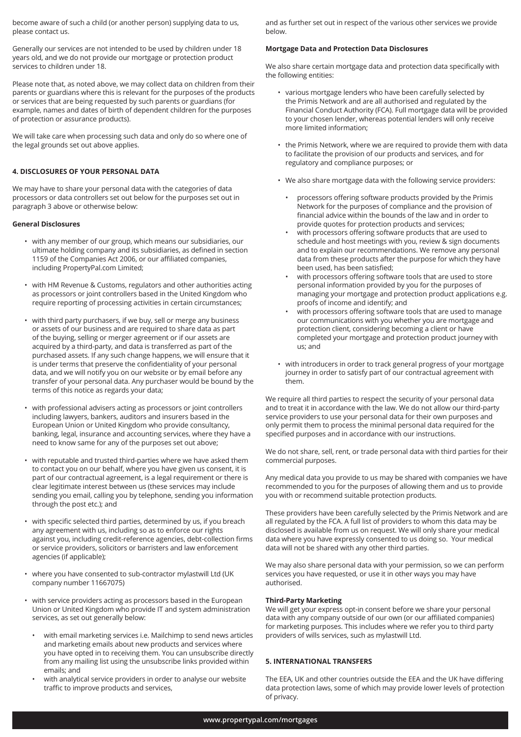become aware of such a child (or another person) supplying data to us, please contact us.

Generally our services are not intended to be used by children under 18 years old, and we do not provide our mortgage or protection product services to children under 18.

Please note that, as noted above, we may collect data on children from their parents or guardians where this is relevant for the purposes of the products or services that are being requested by such parents or guardians (for example, names and dates of birth of dependent children for the purposes of protection or assurance products).

We will take care when processing such data and only do so where one of the legal grounds set out above applies.

## 4. DISCLOSURES OF YOUR PERSONAL DATA

We may have to share your personal data with the categories of data processors or data controllers set out below for the purposes set out in paragraph 3 above or otherwise below:

**General Disclosures**

- with any member of our group, which means our subsidiaries, our ultimate holding company and its subsidiaries, as defined in section 1159 of the Companies Act 2006, or our affiliated companies, including PropertyPal.com Limited;
- with HM Revenue & Customs, regulators and other authorities acting as processors or joint controllers based in the United Kingdom who require reporting of processing activities in certain circumstances;
- with third party purchasers, if we buy, sell or merge any business or assets of our business and are required to share data as part of the buying, selling or merger agreement or if our assets are acquired by a third-party, and data is transferred as part of the purchased assets. If any such change happens, we will ensure that it is under terms that preserve the confidentiality of your personal data, and we will notify you on our website or by email before any transfer of your personal data. Any purchaser would be bound by the terms of this notice as regards your data;
- with professional advisers acting as processors or joint controllers including lawyers, bankers, auditors and insurers based in the European Union or United Kingdom who provide consultancy, banking, legal, insurance and accounting services, where they have a need to know same for any of the purposes set out above;
- with reputable and trusted third-parties where we have asked them to contact you on our behalf, where you have given us consent, it is part of our contractual agreement, is a legal requirement or there is clear legitimate interest between us (these services may include sending you email, calling you by telephone, sending you information through the post etc.); and
- with specific selected third parties, determined by us, if you breach any agreement with us, including so as to enforce our rights against you, including credit-reference agencies, debt-collection firms or service providers, solicitors or barristers and law enforcement agencies (if applicable);
- where you have consented to sub-contractor mylastwill Ltd (UK company number 11667075)
- with service providers acting as processors based in the European Union or United Kingdom who provide IT and system administration services, as set out generally below:
    - with email marketing services i.e. Mailchimp to send news articles and marketing emails about new products and services where you have opted in to receiving them. You can unsubscribe directly from any mailing list using the unsubscribe links provided within emails; and
    - with analytical service providers in order to analyse our website traffic to improve products and services,

and as further set out in respect of the various other services we provide below.

**Mortgage Data and Protection Data Disclosures**

We also share certain mortgage data and protection data specifically with the following entities:

- various mortgage lenders who have been carefully selected by the Primis Network and are all authorised and regulated by the Financial Conduct Authority (FCA). Full mortgage data will be provided to your chosen lender, whereas potential lenders will only receive more limited information;
- the Primis Network, where we are required to provide them with data to facilitate the provision of our products and services, and for regulatory and compliance purposes; or
- We also share mortgage data with the following service providers:
    - processors offering software products provided by the Primis Network for the purposes of compliance and the provision of financial advice within the bounds of the law and in order to provide quotes for protection products and services;
    - with processors offering software products that are used to schedule and host meetings with you, review & sign documents and to explain our recommendations. We remove any personal data from these products after the purpose for which they have been used, has been satisfied;
    - with processors offering software tools that are used to store personal information provided by you for the purposes of managing your mortgage and protection product applications e.g. proofs of income and identify; and
    - with processors offering software tools that are used to manage our communications with you whether you are mortgage and protection client, considering becoming a client or have completed your mortgage and protection product journey with us; and
- with introducers in order to track general progress of your mortgage journey in order to satisfy part of our contractual agreement with them.

We require all third parties to respect the security of your personal data and to treat it in accordance with the law. We do not allow our third-party service providers to use your personal data for their own purposes and only permit them to process the minimal personal data required for the specified purposes and in accordance with our instructions.

We do not share, sell, rent, or trade personal data with third parties for their commercial purposes.

Any medical data you provide to us may be shared with companies we have recommended to you for the purposes of allowing them and us to provide you with or recommend suitable protection products.

These providers have been carefully selected by the Primis Network and are all regulated by the FCA. A full list of providers to whom this data may be disclosed is available from us on request. We will only share your medical data where you have expressly consented to us doing so. Your medical data will not be shared with any other third parties.

We may also share personal data with your permission, so we can perform services you have requested, or use it in other ways you may have authorised.

**Third-Party Marketing**

We will get your express opt-in consent before we share your personal data with any company outside of our own (or our affiliated companies) for marketing purposes. This includes where we refer you to third party providers of wills services, such as mylastwill Ltd.

## 5. INTERNATIONAL TRANSFERS

The EEA, UK and other countries outside the EEA and the UK have differing data protection laws, some of which may provide lower levels of protection of privacy.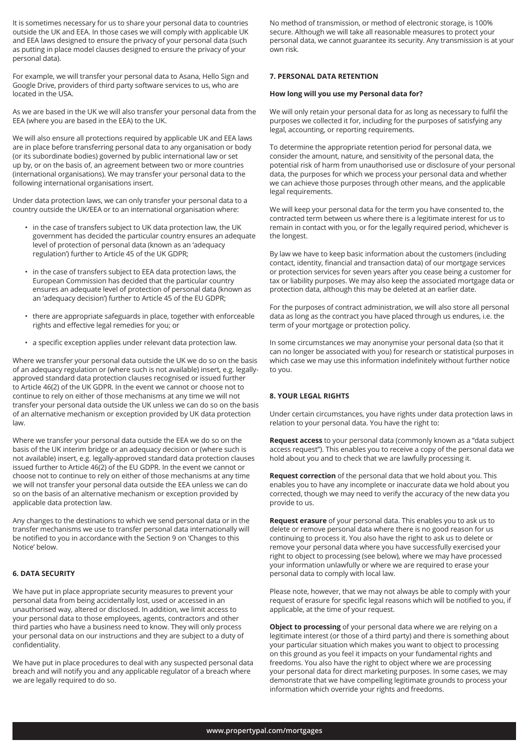It is sometimes necessary for us to share your personal data to countries outside the UK and EEA. In those cases we will comply with applicable UK and EEA laws designed to ensure the privacy of your personal data (such as putting in place model clauses designed to ensure the privacy of your personal data).

For example, we will transfer your personal data to Asana, Hello Sign and Google Drive, providers of third party software services to us, who are located in the USA.

As we are based in the UK we will also transfer your personal data from the EEA (where you are based in the EEA) to the UK.

We will also ensure all protections required by applicable UK and EEA laws are in place before transferring personal data to any organisation or body (or its subordinate bodies) governed by public international law or set up by, or on the basis of, an agreement between two or more countries (international organisations). We may transfer your personal data to the following international organisations insert.

Under data protection laws, we can only transfer your personal data to a country outside the UK/EEA or to an international organisation where:

- in the case of transfers subject to UK data protection law, the UK government has decided the particular country ensures an adequate level of protection of personal data (known as an 'adequacy regulation') further to Article 45 of the UK GDPR;
- in the case of transfers subject to EEA data protection laws, the European Commission has decided that the particular country ensures an adequate level of protection of personal data (known as an 'adequacy decision') further to Article 45 of the EU GDPR;
- there are appropriate safeguards in place, together with enforceable rights and effective legal remedies for you; or
- a specific exception applies under relevant data protection law.

Where we transfer your personal data outside the UK we do so on the basis of an adequacy regulation or (where such is not available) insert, e.g. legally-approved standard data protection clauses recognised or issued further to Article 46(2) of the UK GDPR. In the event we cannot or choose not to continue to rely on either of those mechanisms at any time we will not transfer your personal data outside the UK unless we can do so on the basis of an alternative mechanism or exception provided by UK data protection law.

Where we transfer your personal data outside the EEA we do so on the basis of the UK interim bridge or an adequacy decision or (where such is not available) insert, e.g. legally-approved standard data protection clauses issued further to Article 46(2) of the EU GDPR. In the event we cannot or choose not to continue to rely on either of those mechanisms at any time we will not transfer your personal data outside the EEA unless we can do so on the basis of an alternative mechanism or exception provided by applicable data protection law.

Any changes to the destinations to which we send personal data or in the transfer mechanisms we use to transfer personal data internationally will be notified to you in accordance with the Section 9 on 'Changes to this Notice' below.

## 6. DATA SECURITY

We have put in place appropriate security measures to prevent your personal data from being accidentally lost, used or accessed in an unauthorised way, altered or disclosed. In addition, we limit access to your personal data to those employees, agents, contractors and other third parties who have a business need to know. They will only process your personal data on our instructions and they are subject to a duty of confidentiality.

We have put in place procedures to deal with any suspected personal data breach and will notify you and any applicable regulator of a breach where we are legally required to do so.

No method of transmission, or method of electronic storage, is 100% secure. Although we will take all reasonable measures to protect your personal data, we cannot guarantee its security. Any transmission is at your own risk.

## 7. PERSONAL DATA RETENTION

**How long will you use my Personal data for?**

We will only retain your personal data for as long as necessary to fulfil the purposes we collected it for, including for the purposes of satisfying any legal, accounting, or reporting requirements.

To determine the appropriate retention period for personal data, we consider the amount, nature, and sensitivity of the personal data, the potential risk of harm from unauthorised use or disclosure of your personal data, the purposes for which we process your personal data and whether we can achieve those purposes through other means, and the applicable legal requirements.

We will keep your personal data for the term you have consented to, the contracted term between us where there is a legitimate interest for us to remain in contact with you, or for the legally required period, whichever is the longest.

By law we have to keep basic information about the customers (including contact, identity, financial and transaction data) of our mortgage services or protection services for seven years after you cease being a customer for tax or liability purposes. We may also keep the associated mortgage data or protection data, although this may be deleted at an earlier date.

For the purposes of contract administration, we will also store all personal data as long as the contract you have placed through us endures, i.e. the term of your mortgage or protection policy.

In some circumstances we may anonymise your personal data (so that it can no longer be associated with you) for research or statistical purposes in which case we may use this information indefinitely without further notice to you.

## 8. YOUR LEGAL RIGHTS

Under certain circumstances, you have rights under data protection laws in relation to your personal data. You have the right to:

**Request access** to your personal data (commonly known as a "data subject access request"). This enables you to receive a copy of the personal data we hold about you and to check that we are lawfully processing it.

**Request correction** of the personal data that we hold about you. This enables you to have any incomplete or inaccurate data we hold about you corrected, though we may need to verify the accuracy of the new data you provide to us.

**Request erasure** of your personal data. This enables you to ask us to delete or remove personal data where there is no good reason for us continuing to process it. You also have the right to ask us to delete or remove your personal data where you have successfully exercised your right to object to processing (see below), where we may have processed your information unlawfully or where we are required to erase your personal data to comply with local law.

Please note, however, that we may not always be able to comply with your request of erasure for specific legal reasons which will be notified to you, if applicable, at the time of your request.

**Object to processing** of your personal data where we are relying on a legitimate interest (or those of a third party) and there is something about your particular situation which makes you want to object to processing on this ground as you feel it impacts on your fundamental rights and freedoms. You also have the right to object where we are processing your personal data for direct marketing purposes. In some cases, we may demonstrate that we have compelling legitimate grounds to process your information which override your rights and freedoms.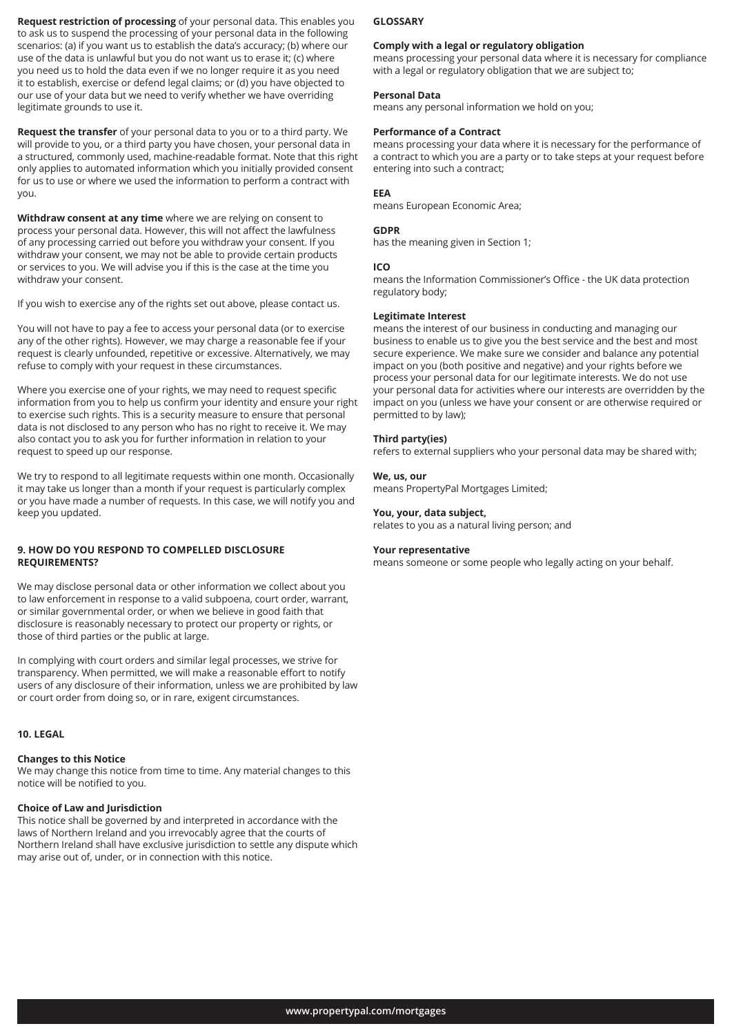**Request restriction of processing** of your personal data. This enables you to ask us to suspend the processing of your personal data in the following scenarios: (a) if you want us to establish the data's accuracy; (b) where our use of the data is unlawful but you do not want us to erase it; (c) where you need us to hold the data even if we no longer require it as you need it to establish, exercise or defend legal claims; or (d) you have objected to our use of your data but we need to verify whether we have overriding legitimate grounds to use it.

**Request the transfer** of your personal data to you or to a third party. We will provide to you, or a third party you have chosen, your personal data in a structured, commonly used, machine-readable format. Note that this right only applies to automated information which you initially provided consent for us to use or where we used the information to perform a contract with you.

**Withdraw consent at any time** where we are relying on consent to process your personal data. However, this will not affect the lawfulness of any processing carried out before you withdraw your consent. If you withdraw your consent, we may not be able to provide certain products or services to you. We will advise you if this is the case at the time you withdraw your consent.

If you wish to exercise any of the rights set out above, please contact us.

You will not have to pay a fee to access your personal data (or to exercise any of the other rights). However, we may charge a reasonable fee if your request is clearly unfounded, repetitive or excessive. Alternatively, we may refuse to comply with your request in these circumstances.

Where you exercise one of your rights, we may need to request specific information from you to help us confirm your identity and ensure your right to exercise such rights. This is a security measure to ensure that personal data is not disclosed to any person who has no right to receive it. We may also contact you to ask you for further information in relation to your request to speed up our response.

We try to respond to all legitimate requests within one month. Occasionally it may take us longer than a month if your request is particularly complex or you have made a number of requests. In this case, we will notify you and keep you updated.

## 9. HOW DO YOU RESPOND TO COMPELLED DISCLOSURE REQUIREMENTS?

We may disclose personal data or other information we collect about you to law enforcement in response to a valid subpoena, court order, warrant, or similar governmental order, or when we believe in good faith that disclosure is reasonably necessary to protect our property or rights, or those of third parties or the public at large.

In complying with court orders and similar legal processes, we strive for transparency. When permitted, we will make a reasonable effort to notify users of any disclosure of their information, unless we are prohibited by law or court order from doing so, or in rare, exigent circumstances.

## 10. LEGAL

**Changes to this Notice**
We may change this notice from time to time. Any material changes to this notice will be notified to you.

**Choice of Law and Jurisdiction**
This notice shall be governed by and interpreted in accordance with the laws of Northern Ireland and you irrevocably agree that the courts of Northern Ireland shall have exclusive jurisdiction to settle any dispute which may arise out of, under, or in connection with this notice.

## GLOSSARY

**Comply with a legal or regulatory obligation**
means processing your personal data where it is necessary for compliance with a legal or regulatory obligation that we are subject to;

**Personal Data**
means any personal information we hold on you;

**Performance of a Contract**
means processing your data where it is necessary for the performance of a contract to which you are a party or to take steps at your request before entering into such a contract;

**EEA**
means European Economic Area;

**GDPR**
has the meaning given in Section 1;

**ICO**
means the Information Commissioner's Office - the UK data protection regulatory body;

**Legitimate Interest**
means the interest of our business in conducting and managing our business to enable us to give you the best service and the best and most secure experience. We make sure we consider and balance any potential impact on you (both positive and negative) and your rights before we process your personal data for our legitimate interests. We do not use your personal data for activities where our interests are overridden by the impact on you (unless we have your consent or are otherwise required or permitted to by law);

**Third party(ies)**
refers to external suppliers who your personal data may be shared with;

**We, us, our**
means PropertyPal Mortgages Limited;

**You, your, data subject,**
relates to you as a natural living person; and

**Your representative**
means someone or some people who legally acting on your behalf.

www.propertypal.com/mortgages